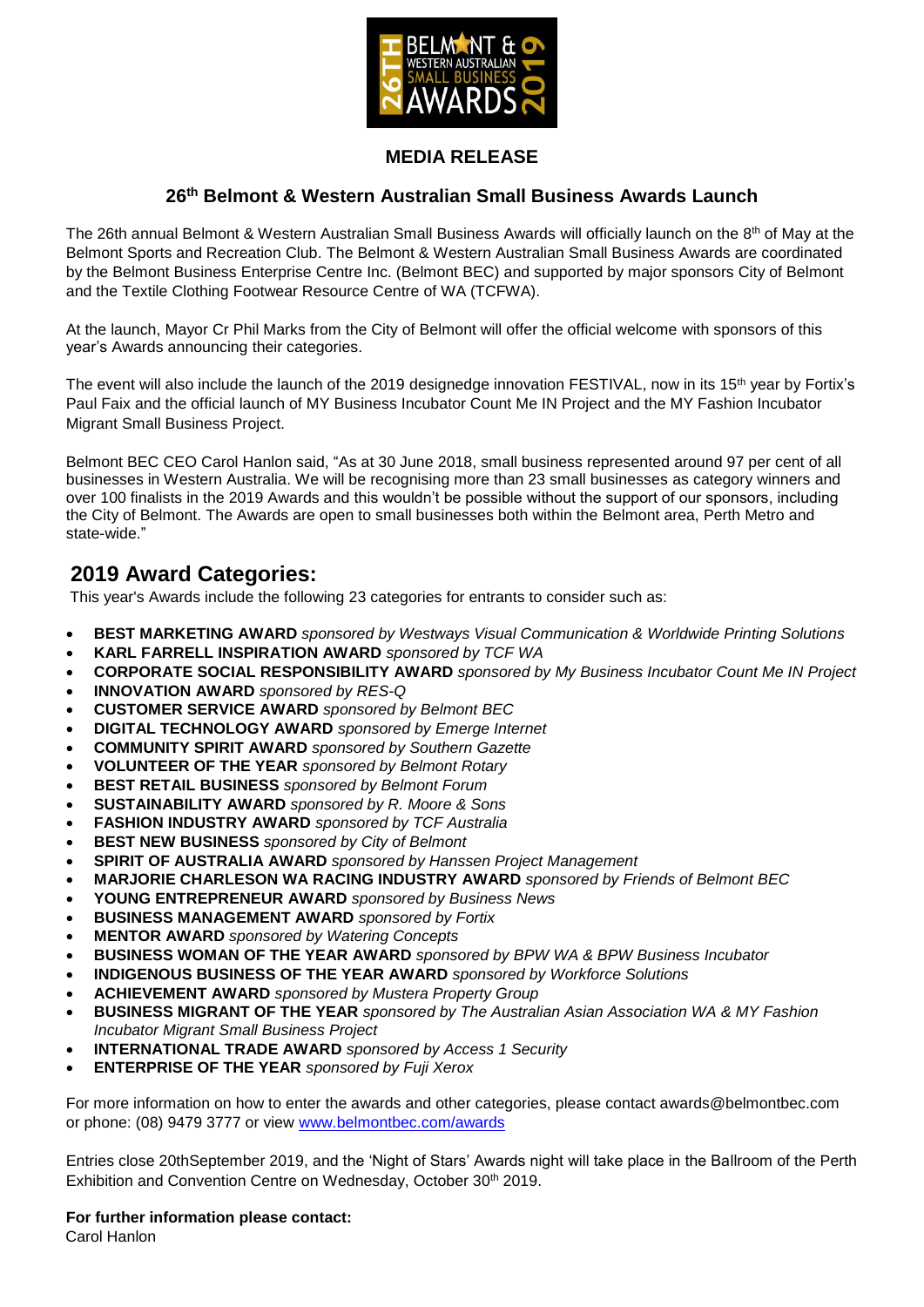## MEDIA RELEASE

### 26th Belmont & Western Australian Small Business Awards Launch

The 26th annual Belmont & Western Australian Small Business Awards will officially launch on the 8th of May at the Belmont Sports and Recreation Club. The Belmont & Western Australian Small Business Awards are coordinated by the Belmont Business Enterprise Centre Inc. (Belmont BEC) and supported by major sponsors City of Belmont and the Textile Clothing Footwear Resource Centre of WA (TCFWA).

At the launch, Mayor Cr Phil Marks from the City of Belmont will offer the official welcome with sponsors of this year's Awards announcing their categories.

The event will also include the launch of the 2019 designedge innovation FESTIVAL, now in its 15th year by Fortix's Paul Faix and the official launch of MY Business Incubator Count Me IN Project and the MY Fashion Incubator Migrant Small Business Project.

Belmont BEC CEO Carol Hanlon said, "As at 30 June 2018, small business represented around 97 per cent of all businesses in Western Australia. We will be recognising more than 23 small businesses as category winners and over 100 finalists in the 2019 Awards and this wouldn't be possible without the support of our sponsors, including the City of Belmont. The Awards are open to small businesses both within the Belmont area, Perth Metro and state-wide."

## 2019 Award Categories:

This year's Awards include the following 23 categories for entrants to consider such as:

- **BEST MARKETING AWARD** *sponsored by Westways Visual Communication & Worldwide Printing Solutions*
- **KARL FARRELL INSPIRATION AWARD** *sponsored by TCF WA*
- **CORPORATE SOCIAL RESPONSIBILITY AWARD** *sponsored by My Business Incubator Count Me IN Project*
- **INNOVATION AWARD** *sponsored by RES-Q*
- **CUSTOMER SERVICE AWARD** *sponsored by Belmont BEC*
- **DIGITAL TECHNOLOGY AWARD** *sponsored by Emerge Internet*
- **COMMUNITY SPIRIT AWARD** *sponsored by Southern Gazette*
- **VOLUNTEER OF THE YEAR** *sponsored by Belmont Rotary*
- **BEST RETAIL BUSINESS** *sponsored by Belmont Forum*
- **SUSTAINABILITY AWARD** *sponsored by R. Moore & Sons*
- **FASHION INDUSTRY AWARD** *sponsored by TCF Australia*
- **BEST NEW BUSINESS** *sponsored by City of Belmont*
- **SPIRIT OF AUSTRALIA AWARD** *sponsored by Hanssen Project Management*
- **MARJORIE CHARLESON WA RACING INDUSTRY AWARD** *sponsored by Friends of Belmont BEC*
- **YOUNG ENTREPRENEUR AWARD** *sponsored by Business News*
- **BUSINESS MANAGEMENT AWARD** *sponsored by Fortix*
- **MENTOR AWARD** *sponsored by Watering Concepts*
- **BUSINESS WOMAN OF THE YEAR AWARD** *sponsored by BPW WA & BPW Business Incubator*
- **INDIGENOUS BUSINESS OF THE YEAR AWARD** *sponsored by Workforce Solutions*
- **ACHIEVEMENT AWARD** *sponsored by Mustera Property Group*
- **BUSINESS MIGRANT OF THE YEAR** *sponsored by The Australian Asian Association WA & MY Fashion Incubator Migrant Small Business Project*
- **INTERNATIONAL TRADE AWARD** *sponsored by Access 1 Security*
- **ENTERPRISE OF THE YEAR** *sponsored by Fuji Xerox*

For more information on how to enter the awards and other categories, please contact awards@belmontbec.com or phone: (08) 9479 3777 or view [www.belmontbec.com/awards](www.belmontbec.com/awards)

Entries close 20thSeptember 2019, and the 'Night of Stars' Awards night will take place in the Ballroom of the Perth Exhibition and Convention Centre on Wednesday, October 30th 2019.

**For further information please contact:**
Carol Hanlon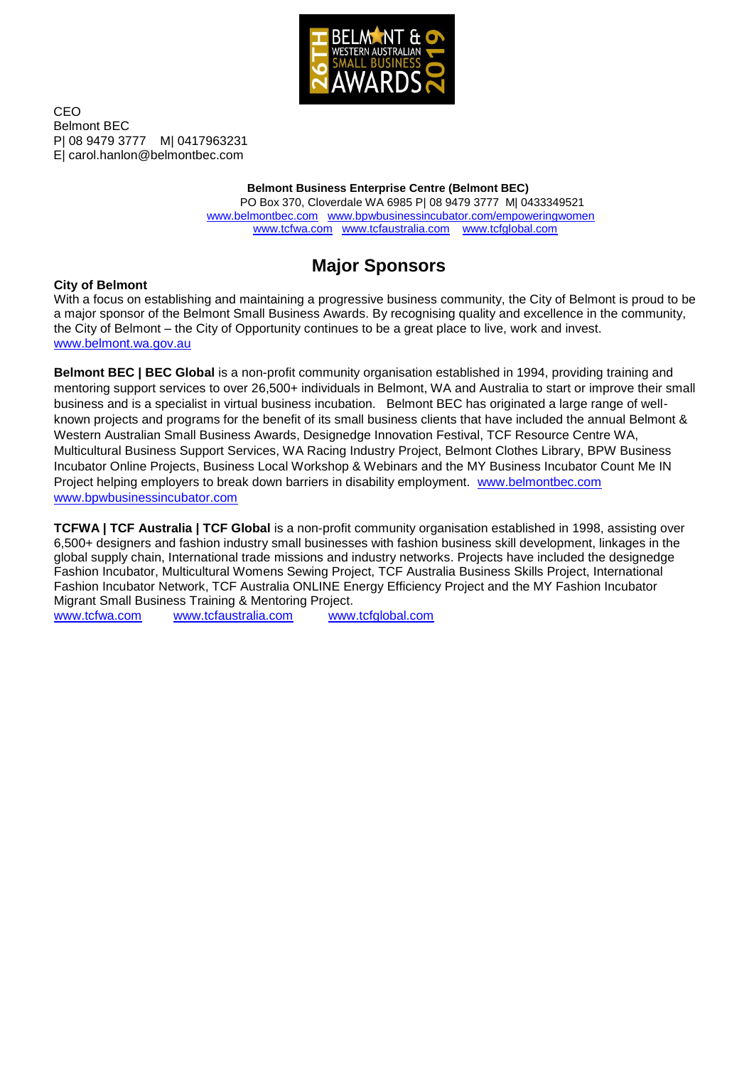CEO
Belmont BEC
P| 08 9479 3777  M| 0417963231
E| carol.hanlon@belmontbec.com

**Belmont Business Enterprise Centre (Belmont BEC)**
PO Box 370, Cloverdale WA 6985 P| 08 9479 3777 M| 0433349521
www.belmontbec.com www.bpwbusinessincubator.com/empoweringwomen
www.tcfwa.com www.tcfaustralia.com www.tcfglobal.com

## Major Sponsors

**City of Belmont**
With a focus on establishing and maintaining a progressive business community, the City of Belmont is proud to be a major sponsor of the Belmont Small Business Awards. By recognising quality and excellence in the community, the City of Belmont – the City of Opportunity continues to be a great place to live, work and invest.
www.belmont.wa.gov.au

**Belmont BEC | BEC Global** is a non-profit community organisation established in 1994, providing training and mentoring support services to over 26,500+ individuals in Belmont, WA and Australia to start or improve their small business and is a specialist in virtual business incubation. Belmont BEC has originated a large range of well-known projects and programs for the benefit of its small business clients that have included the annual Belmont & Western Australian Small Business Awards, Designedge Innovation Festival, TCF Resource Centre WA, Multicultural Business Support Services, WA Racing Industry Project, Belmont Clothes Library, BPW Business Incubator Online Projects, Business Local Workshop & Webinars and the MY Business Incubator Count Me IN Project helping employers to break down barriers in disability employment. www.belmontbec.com
www.bpwbusinessincubator.com

**TCFWA | TCF Australia | TCF Global** is a non-profit community organisation established in 1998, assisting over 6,500+ designers and fashion industry small businesses with fashion business skill development, linkages in the global supply chain, International trade missions and industry networks. Projects have included the designedge Fashion Incubator, Multicultural Womens Sewing Project, TCF Australia Business Skills Project, International Fashion Incubator Network, TCF Australia ONLINE Energy Efficiency Project and the MY Fashion Incubator Migrant Small Business Training & Mentoring Project.
www.tcfwa.com www.tcfaustralia.com www.tcfglobal.com